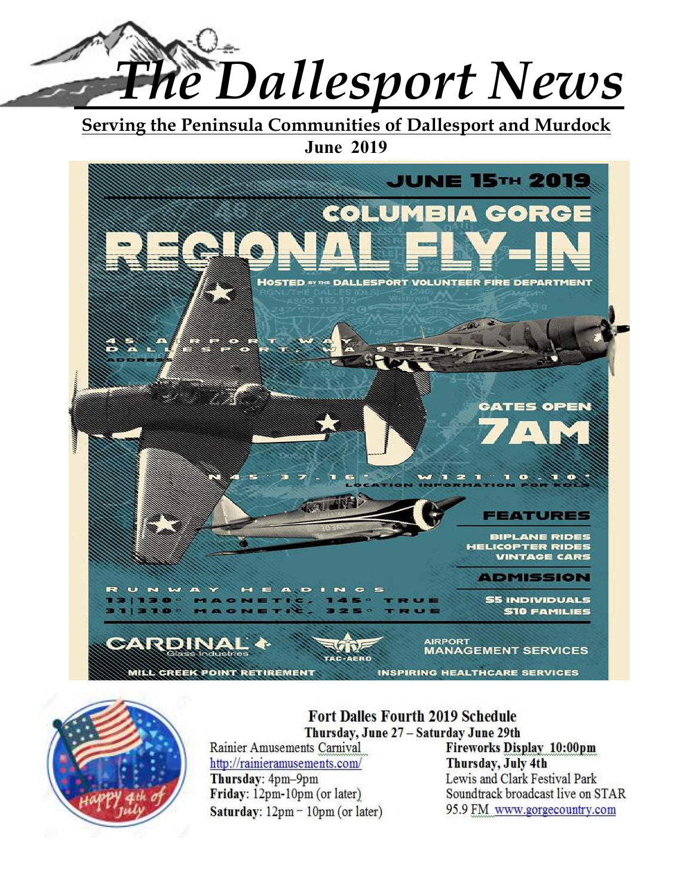# The Dallesport News

**Serving the Peninsula Communities of Dallesport and Murdock**

**June 2019**

JUNE 15TH 2019

COLUMBIA GORGE

REGIONAL FLY-IN

HOSTED BY THE DALLESPORT VOLUNTEER FIRE DEPARTMENT

45 AIRPORT WAY
DALLESPORT, WA 98617
ADDRESS

GATES OPEN
7AM

N 45° 37.16' / W 121° 10.10'
LOCATION INFORMATION FOR KDLS

FEATURES

BIPLANE RIDES
HELICOPTER RIDES
VINTAGE CARS

RUNWAY HEADINGS
13|130° MAGNETIC, 145° TRUE
31|310° MAGNETIC, 325° TRUE

ADMISSION

$5 INDIVIDUALS
$10 FAMILIES

CARDINAL Glass Industries

TAC-AERO

AIRPORT MANAGEMENT SERVICES

MILL CREEK POINT RETIREMENT

INSPIRING HEALTHCARE SERVICES

## Fort Dalles Fourth 2019 Schedule

**Thursday, June 27 – Saturday June 29th**

Rainier Amusements Carnival
http://rainieramusements.com/

**Thursday**: 4pm–9pm
**Friday**: 12pm-10pm (or later)
**Saturday**: 12pm – 10pm (or later)

**Fireworks Display 10:00pm**
**Thursday, July 4th**
Lewis and Clark Festival Park
Soundtrack broadcast live on STAR 95.9 FM www.gorgecountry.com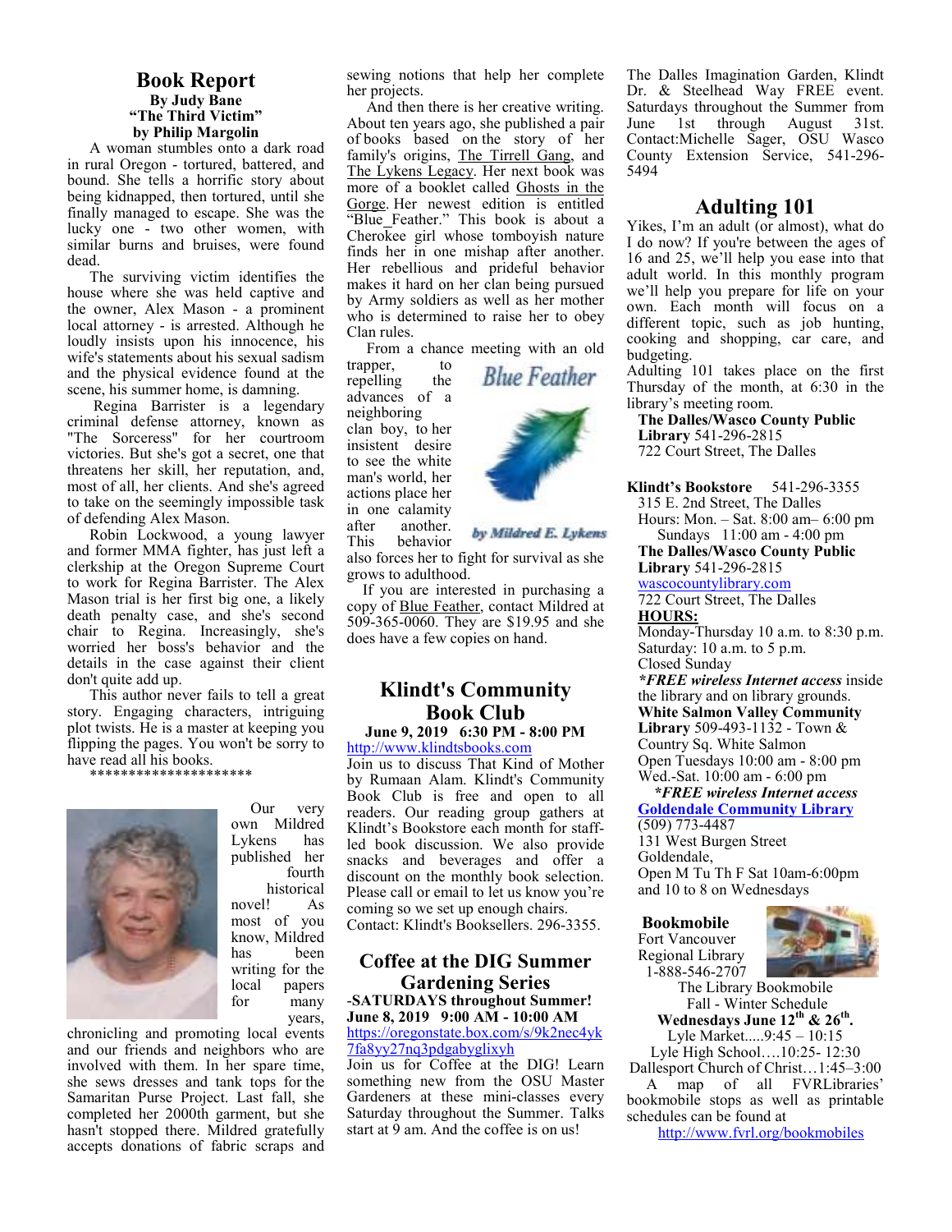## Book Report

**By Judy Bane**

**"The Third Victim"**

**by Philip Margolin**

A woman stumbles onto a dark road in rural Oregon - tortured, battered, and bound. She tells a horrific story about being kidnapped, then tortured, until she finally managed to escape. She was the lucky one - two other women, with similar burns and bruises, were found dead.

The surviving victim identifies the house where she was held captive and the owner, Alex Mason - a prominent local attorney - is arrested. Although he loudly insists upon his innocence, his wife's statements about his sexual sadism and the physical evidence found at the scene, his summer home, is damning.

Regina Barrister is a legendary criminal defense attorney, known as "The Sorceress" for her courtroom victories. But she's got a secret, one that threatens her skill, her reputation, and, most of all, her clients. And she's agreed to take on the seemingly impossible task of defending Alex Mason.

Robin Lockwood, a young lawyer and former MMA fighter, has just left a clerkship at the Oregon Supreme Court to work for Regina Barrister. The Alex Mason trial is her first big one, a likely death penalty case, and she's second chair to Regina. Increasingly, she's worried her boss's behavior and the details in the case against their client don't quite add up.

This author never fails to tell a great story. Engaging characters, intriguing plot twists. He is a master at keeping you flipping the pages. You won't be sorry to have read all his books.

*********************

Our very own Mildred Lykens has published her fourth historical novel! As most of you know, Mildred has been writing for the local papers for many years, chronicling and promoting local events and our friends and neighbors who are involved with them. In her spare time, she sews dresses and tank tops for the Samaritan Purse Project. Last fall, she completed her 2000th garment, but she hasn't stopped there. Mildred gratefully accepts donations of fabric scraps and sewing notions that help her complete her projects.

And then there is her creative writing. About ten years ago, she published a pair of books based on the story of her family's origins, The Tirrell Gang, and The Lykens Legacy. Her next book was more of a booklet called Ghosts in the Gorge. Her newest edition is entitled "Blue_Feather." This book is about a Cherokee girl whose tomboyish nature finds her in one mishap after another. Her rebellious and prideful behavior makes it hard on her clan being pursued by Army soldiers as well as her mother who is determined to raise her to obey Clan rules.

From a chance meeting with an old trapper, to repelling the advances of a neighboring clan boy, to her insistent desire to see the white man's world, her actions place her in one calamity after another. This behavior also forces her to fight for survival as she grows to adulthood.

Blue Feather

by Mildred E. Lykens

If you are interested in purchasing a copy of Blue Feather, contact Mildred at 509-365-0060. They are $19.95 and she does have a few copies on hand.

## Klindt's Community Book Club

**June 9, 2019 6:30 PM - 8:00 PM**

http://www.klindtsbooks.com

Join us to discuss That Kind of Mother by Rumaan Alam. Klindt's Community Book Club is free and open to all readers. Our reading group gathers at Klindt's Bookstore each month for staff-led book discussion. We also provide snacks and beverages and offer a discount on the monthly book selection. Please call or email to let us know you're coming so we set up enough chairs.

Contact: Klindt's Booksellers. 296-3355.

## Coffee at the DIG Summer Gardening Series

**-SATURDAYS throughout Summer!**

**June 8, 2019 9:00 AM - 10:00 AM**

https://oregonstate.box.com/s/9k2nec4yk7fa8yy27nq3pdgabyglixyh

Join us for Coffee at the DIG! Learn something new from the OSU Master Gardeners at these mini-classes every Saturday throughout the Summer. Talks start at 9 am. And the coffee is on us!

The Dalles Imagination Garden, Klindt Dr. & Steelhead Way FREE event. Saturdays throughout the Summer from June 1st through August 31st. Contact:Michelle Sager, OSU Wasco County Extension Service, 541-296-5494

## Adulting 101

Yikes, I'm an adult (or almost), what do I do now? If you're between the ages of 16 and 25, we'll help you ease into that adult world. In this monthly program we'll help you prepare for life on your own. Each month will focus on a different topic, such as job hunting, cooking and shopping, car care, and budgeting.

Adulting 101 takes place on the first Thursday of the month, at 6:30 in the library's meeting room.

**The Dalles/Wasco County Public Library** 541-296-2815
722 Court Street, The Dalles

**Klindt's Bookstore** 541-296-3355
315 E. 2nd Street, The Dalles
Hours: Mon. – Sat. 8:00 am– 6:00 pm
Sundays 11:00 am - 4:00 pm

**The Dalles/Wasco County Public Library** 541-296-2815
wascocountylibrary.com
722 Court Street, The Dalles
**HOURS:**
Monday-Thursday 10 a.m. to 8:30 p.m.
Saturday: 10 a.m. to 5 p.m.
Closed Sunday
***FREE wireless Internet access** inside the library and on library grounds.

**White Salmon Valley Community Library** 509-493-1132 - Town & Country Sq. White Salmon
Open Tuesdays 10:00 am - 8:00 pm
Wed.-Sat. 10:00 am - 6:00 pm
***FREE wireless Internet access***

**Goldendale Community Library**
(509) 773-4487
131 West Burgen Street
Goldendale,
Open M Tu Th F Sat 10am-6:00pm and 10 to 8 on Wednesdays

**Bookmobile**
Fort Vancouver Regional Library
1-888-546-2707
The Library Bookmobile
Fall - Winter Schedule
**Wednesdays June 12th & 26th.**
Lyle Market.....9:45 – 10:15
Lyle High School….10:25- 12:30
Dallesport Church of Christ…1:45–3:00
A map of all FVRLibraries' bookmobile stops as well as printable schedules can be found at
http://www.fvrl.org/bookmobiles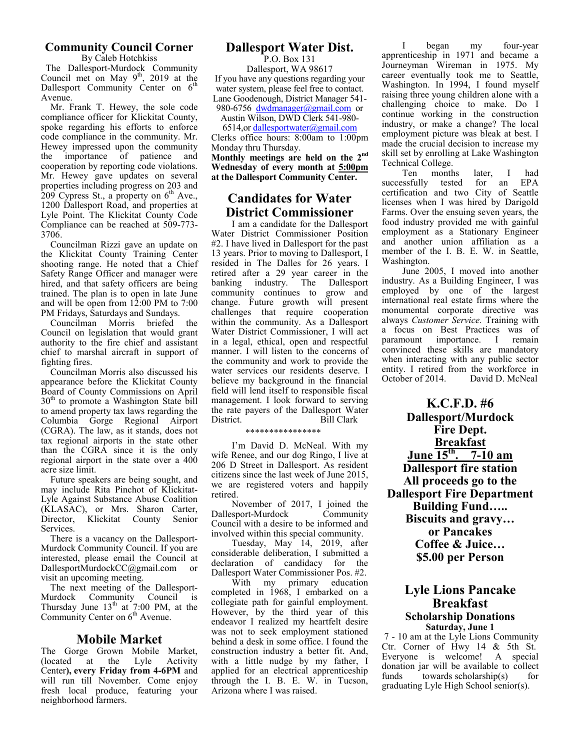## Community Council Corner

By Caleb Hotchkiss

The Dallesport-Murdock Community Council met on May 9th, 2019 at the Dallesport Community Center on 6th Avenue.

Mr. Frank T. Hewey, the sole code compliance officer for Klickitat County, spoke regarding his efforts to enforce code compliance in the community. Mr. Hewey impressed upon the community the importance of patience and cooperation by reporting code violations. Mr. Hewey gave updates on several properties including progress on 203 and 209 Cypress St., a property on 6th Ave., 1200 Dallesport Road, and properties at Lyle Point. The Klickitat County Code Compliance can be reached at 509-773-3706.

Councilman Rizzi gave an update on the Klickitat County Training Center shooting range. He noted that a Chief Safety Range Officer and manager were hired, and that safety officers are being trained. The plan is to open in late June and will be open from 12:00 PM to 7:00 PM Fridays, Saturdays and Sundays.

Councilman Morris briefed the Council on legislation that would grant authority to the fire chief and assistant chief to marshal aircraft in support of fighting fires.

Councilman Morris also discussed his appearance before the Klickitat County Board of County Commissions on April 30th to promote a Washington State bill to amend property tax laws regarding the Columbia Gorge Regional Airport (CGRA). The law, as it stands, does not tax regional airports in the state other than the CGRA since it is the only regional airport in the state over a 400 acre size limit.

Future speakers are being sought, and may include Rita Pinchot of Klickitat-Lyle Against Substance Abuse Coalition (KLASAC), or Mrs. Sharon Carter, Director, Klickitat County Senior Services.

There is a vacancy on the Dallesport-Murdock Community Council. If you are interested, please email the Council at DallesportMurdockCC@gmail.com or visit an upcoming meeting.

The next meeting of the Dallesport-Murdock Community Council is Thursday June 13th at 7:00 PM, at the Community Center on 6th Avenue.

## Mobile Market

The Gorge Grown Mobile Market, (located at the Lyle Activity Center**), every Friday from 4-6PM** and will run till November. Come enjoy fresh local produce, featuring your neighborhood farmers.

## Dallesport Water Dist.

P.O. Box 131
Dallesport, WA 98617

If you have any questions regarding your water system, please feel free to contact. Lane Goodenough, District Manager 541-980-6756 dwdmanager@gmail.com or Austin Wilson, DWD Clerk 541-980-6514,or dallesportwater@gmail.com

Clerks office hours: 8:00am to 1:00pm Monday thru Thursday.

**Monthly meetings are held on the 2nd Wednesday of every month at 5:00pm at the Dallesport Community Center.**

## Candidates for Water District Commissioner

I am a candidate for the Dallesport Water District Commissioner Position #2. I have lived in Dallesport for the past 13 years. Prior to moving to Dallesport, I resided in The Dalles for 26 years. I retired after a 29 year career in the banking industry. The Dallesport community continues to grow and change. Future growth will present challenges that require cooperation within the community. As a Dallesport Water District Commissioner, I will act in a legal, ethical, open and respectful manner. I will listen to the concerns of the community and work to provide the water services our residents deserve. I believe my background in the financial field will lend itself to responsible fiscal management. I look forward to serving the rate payers of the Dallesport Water District. Bill Clark

****************

I'm David D. McNeal. With my wife Renee, and our dog Ringo, I live at 206 D Street in Dallesport. As resident citizens since the last week of June 2015, we are registered voters and happily retired.

November of 2017, I joined the Dallesport-Murdock Community Council with a desire to be informed and involved within this special community.

Tuesday, May 14, 2019, after considerable deliberation, I submitted a declaration of candidacy for the Dallesport Water Commissioner Pos. #2.

With my primary education completed in 1968, I embarked on a collegiate path for gainful employment. However, by the third year of this endeavor I realized my heartfelt desire was not to seek employment stationed behind a desk in some office. I found the construction industry a better fit. And, with a little nudge by my father, I applied for an electrical apprenticeship through the I. B. E. W. in Tucson, Arizona where I was raised.

I began my four-year apprenticeship in 1971 and became a Journeyman Wireman in 1975. My career eventually took me to Seattle, Washington. In 1994, I found myself raising three young children alone with a challenging choice to make. Do I continue working in the construction industry, or make a change? The local employment picture was bleak at best. I made the crucial decision to increase my skill set by enrolling at Lake Washington Technical College.

Ten months later, I had successfully tested for an EPA certification and two City of Seattle licenses when I was hired by Darigold Farms. Over the ensuing seven years, the food industry provided me with gainful employment as a Stationary Engineer and another union affiliation as a member of the I. B. E. W. in Seattle, Washington.

June 2005, I moved into another industry. As a Building Engineer, I was employed by one of the largest international real estate firms where the monumental corporate directive was always *Customer Service.* Training with a focus on Best Practices was of paramount importance. I remain convinced these skills are mandatory when interacting with any public sector entity. I retired from the workforce in October of 2014. David D. McNeal

## K.C.F.D. #6 Dallesport/Murdock Fire Dept. <u>Breakfast</u>

**<u>June 15th. 7-10 am</u>**

**Dallesport fire station**

**All proceeds go to the Dallesport Fire Department Building Fund…..**

**Biscuits and gravy… or Pancakes**

**Coffee & Juice…**

**$5.00 per Person**

## Lyle Lions Pancake Breakfast

### Scholarship Donations

**Saturday, June 1**

7 - 10 am at the Lyle Lions Community Ctr. Corner of Hwy 14 & 5th St. Everyone is welcome! A special donation jar will be available to collect funds towards scholarship(s) for graduating Lyle High School senior(s).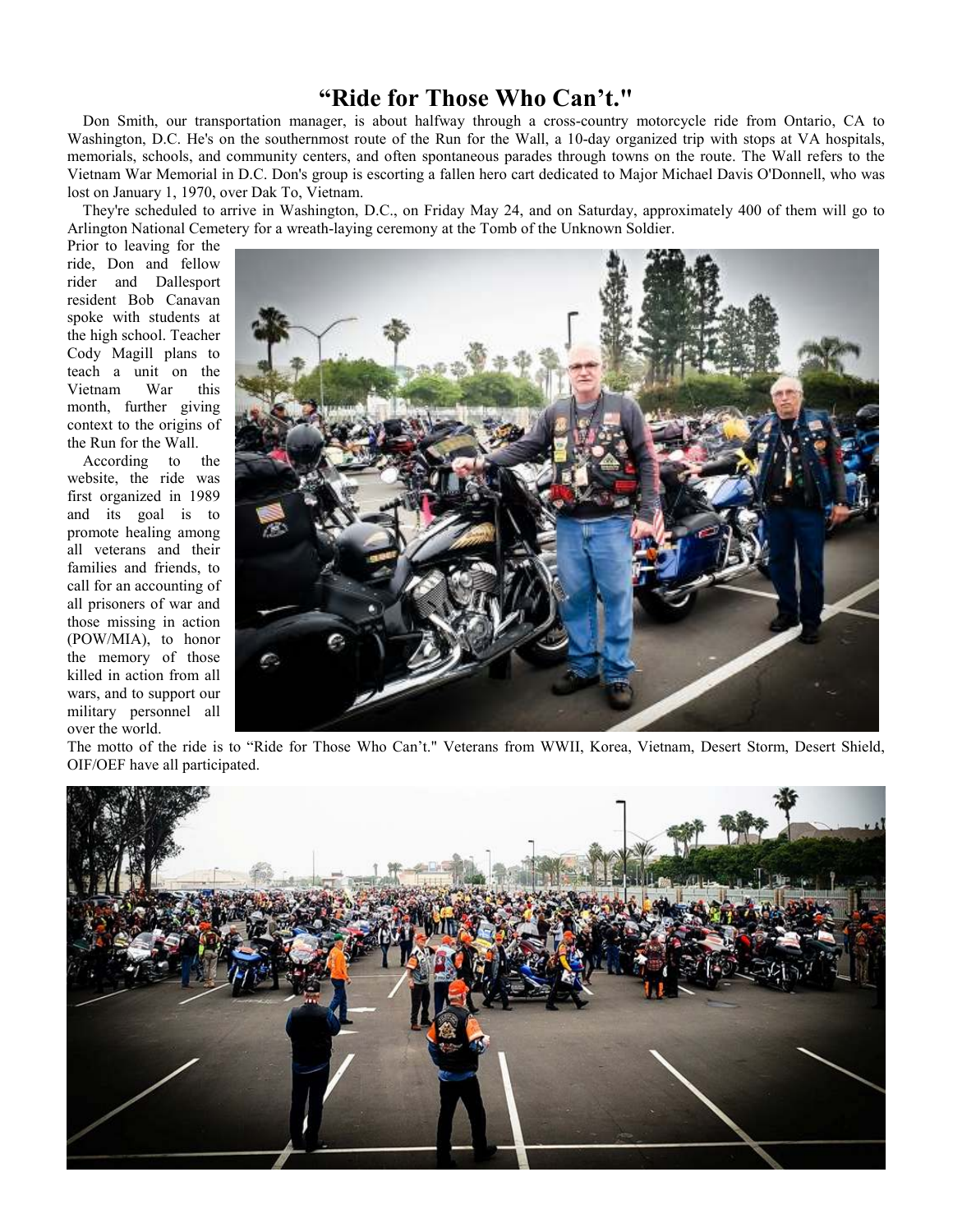# "Ride for Those Who Can't."

Don Smith, our transportation manager, is about halfway through a cross-country motorcycle ride from Ontario, CA to Washington, D.C. He's on the southernmost route of the Run for the Wall, a 10-day organized trip with stops at VA hospitals, memorials, schools, and community centers, and often spontaneous parades through towns on the route. The Wall refers to the Vietnam War Memorial in D.C. Don's group is escorting a fallen hero cart dedicated to Major Michael Davis O'Donnell, who was lost on January 1, 1970, over Dak To, Vietnam.

They're scheduled to arrive in Washington, D.C., on Friday May 24, and on Saturday, approximately 400 of them will go to Arlington National Cemetery for a wreath-laying ceremony at the Tomb of the Unknown Soldier.

Prior to leaving for the ride, Don and fellow rider and Dallesport resident Bob Canavan spoke with students at the high school. Teacher Cody Magill plans to teach a unit on the Vietnam War this month, further giving context to the origins of the Run for the Wall.

According to the website, the ride was first organized in 1989 and its goal is to promote healing among all veterans and their families and friends, to call for an accounting of all prisoners of war and those missing in action (POW/MIA), to honor the memory of those killed in action from all wars, and to support our military personnel all over the world.

The motto of the ride is to "Ride for Those Who Can't." Veterans from WWII, Korea, Vietnam, Desert Storm, Desert Shield, OIF/OEF have all participated.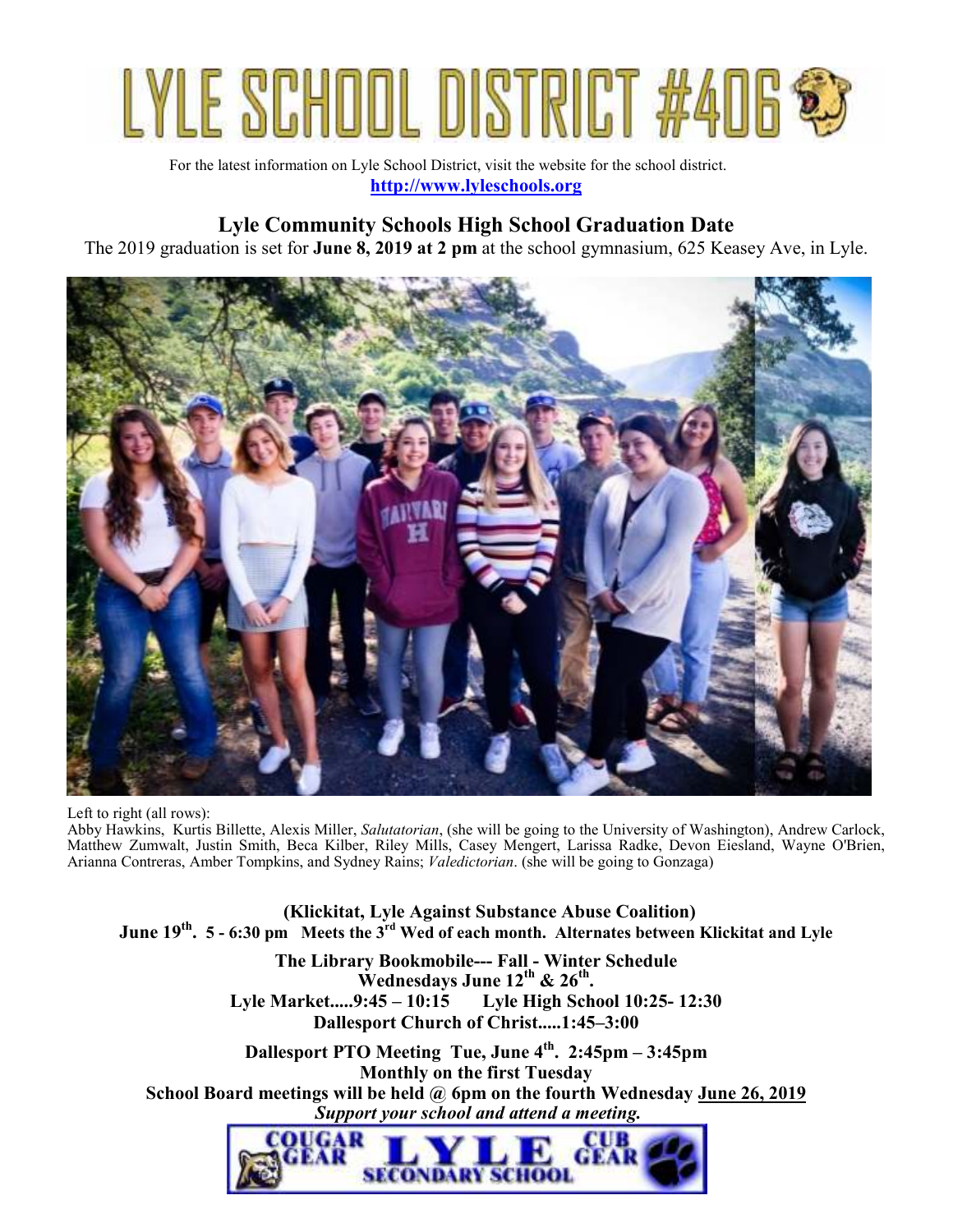# LYLE SCHOOL DISTRICT #406

For the latest information on Lyle School District, visit the website for the school district.
**http://www.lyleschools.org**

## Lyle Community Schools High School Graduation Date

The 2019 graduation is set for **June 8, 2019 at 2 pm** at the school gymnasium, 625 Keasey Ave, in Lyle.

Left to right (all rows):
Abby Hawkins, Kurtis Billette, Alexis Miller, *Salutatorian*, (she will be going to the University of Washington), Andrew Carlock, Matthew Zumwalt, Justin Smith, Beca Kilber, Riley Mills, Casey Mengert, Larissa Radke, Devon Eiesland, Wayne O'Brien, Arianna Contreras, Amber Tompkins, and Sydney Rains; *Valedictorian*. (she will be going to Gonzaga)

**(Klickitat, Lyle Against Substance Abuse Coalition)**
**June 19th. 5 - 6:30 pm Meets the 3rd Wed of each month. Alternates between Klickitat and Lyle**

**The Library Bookmobile--- Fall - Winter Schedule**
**Wednesdays June 12th & 26th.**
**Lyle Market.....9:45 – 10:15 Lyle High School 10:25- 12:30**
**Dallesport Church of Christ.....1:45–3:00**

**Dallesport PTO Meeting Tue, June 4th. 2:45pm – 3:45pm**
**Monthly on the first Tuesday**
**School Board meetings will be held @ 6pm on the fourth Wednesday June 26, 2019**
***Support your school and attend a meeting.***

COUGAR GEAR LYLE SECONDARY SCHOOL CUB GEAR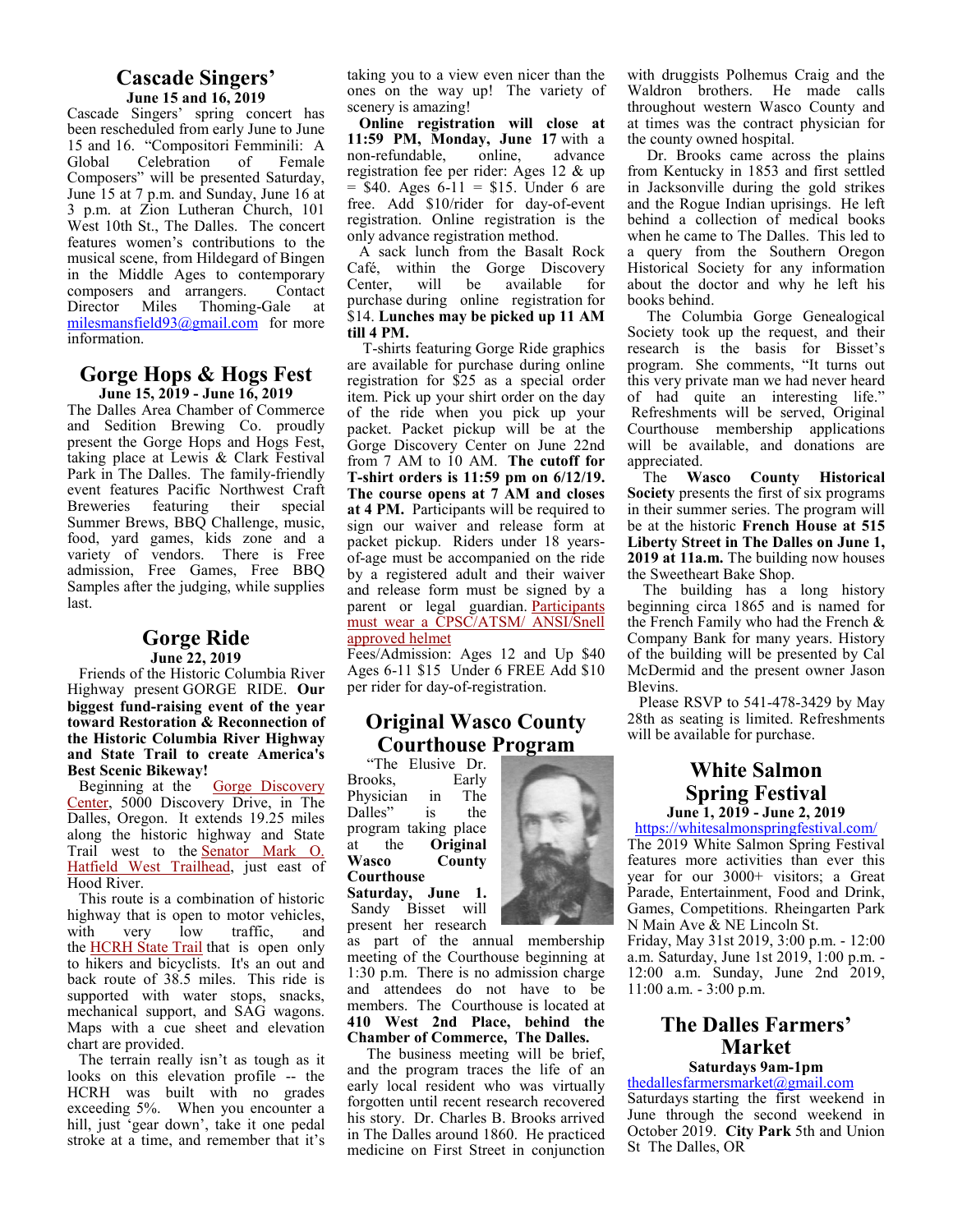## Cascade Singers'

**June 15 and 16, 2019**

Cascade Singers' spring concert has been rescheduled from early June to June 15 and 16. "Compositori Femminili: A Global Celebration of Female Composers" will be presented Saturday, June 15 at 7 p.m. and Sunday, June 16 at 3 p.m. at Zion Lutheran Church, 101 West 10th St., The Dalles. The concert features women's contributions to the musical scene, from Hildegard of Bingen in the Middle Ages to contemporary composers and arrangers. Contact Director Miles Thoming-Gale at milesmansfield93@gmail.com for more information.

## Gorge Hops & Hogs Fest

**June 15, 2019 - June 16, 2019**

The Dalles Area Chamber of Commerce and Sedition Brewing Co. proudly present the Gorge Hops and Hogs Fest, taking place at Lewis & Clark Festival Park in The Dalles. The family-friendly event features Pacific Northwest Craft Breweries featuring their special Summer Brews, BBQ Challenge, music, food, yard games, kids zone and a variety of vendors. There is Free admission, Free Games, Free BBQ Samples after the judging, while supplies last.

## Gorge Ride

**June 22, 2019**

Friends of the Historic Columbia River Highway present GORGE RIDE. **Our biggest fund-raising event of the year toward Restoration & Reconnection of the Historic Columbia River Highway and State Trail to create America's Best Scenic Bikeway!**

Beginning at the Gorge Discovery Center, 5000 Discovery Drive, in The Dalles, Oregon. It extends 19.25 miles along the historic highway and State Trail west to the Senator Mark O. Hatfield West Trailhead, just east of Hood River.

This route is a combination of historic highway that is open to motor vehicles, with very low traffic, and the HCRH State Trail that is open only to hikers and bicyclists. It's an out and back route of 38.5 miles. This ride is supported with water stops, snacks, mechanical support, and SAG wagons. Maps with a cue sheet and elevation chart are provided.

The terrain really isn't as tough as it looks on this elevation profile -- the HCRH was built with no grades exceeding 5%. When you encounter a hill, just 'gear down', take it one pedal stroke at a time, and remember that it's taking you to a view even nicer than the ones on the way up! The variety of scenery is amazing!

**Online registration will close at 11:59 PM, Monday, June 17** with a non-refundable, online, advance registration fee per rider: Ages 12 & up = $40. Ages 6-11 = $15. Under 6 are free. Add $10/rider for day-of-event registration. Online registration is the only advance registration method.

A sack lunch from the Basalt Rock Café, within the Gorge Discovery Center, will be available for purchase during online registration for $14. **Lunches may be picked up 11 AM till 4 PM.**

T-shirts featuring Gorge Ride graphics are available for purchase during online registration for $25 as a special order item. Pick up your shirt order on the day of the ride when you pick up your packet. Packet pickup will be at the Gorge Discovery Center on June 22nd from 7 AM to 10 AM. **The cutoff for T-shirt orders is 11:59 pm on 6/12/19. The course opens at 7 AM and closes at 4 PM.** Participants will be required to sign our waiver and release form at packet pickup. Riders under 18 years-of-age must be accompanied on the ride by a registered adult and their waiver and release form must be signed by a parent or legal guardian. Participants must wear a CPSC/ATSM/ ANSI/Snell approved helmet

Fees/Admission: Ages 12 and Up $40 Ages 6-11 $15 Under 6 FREE Add $10 per rider for day-of-registration.

## Original Wasco County Courthouse Program

"The Elusive Dr. Brooks, Early Physician in The Dalles" is the program taking place at the **Original Wasco County Courthouse Saturday, June 1.** Sandy Bisset will present her research as part of the annual membership meeting of the Courthouse beginning at 1:30 p.m. There is no admission charge and attendees do not have to be members. The Courthouse is located at **410 West 2nd Place, behind the Chamber of Commerce, The Dalles.**

The business meeting will be brief, and the program traces the life of an early local resident who was virtually forgotten until recent research recovered his story. Dr. Charles B. Brooks arrived in The Dalles around 1860. He practiced medicine on First Street in conjunction with druggists Polhemus Craig and the Waldron brothers. He made calls throughout western Wasco County and at times was the contract physician for the county owned hospital.

Dr. Brooks came across the plains from Kentucky in 1853 and first settled in Jacksonville during the gold strikes and the Rogue Indian uprisings. He left behind a collection of medical books when he came to The Dalles. This led to a query from the Southern Oregon Historical Society for any information about the doctor and why he left his books behind.

The Columbia Gorge Genealogical Society took up the request, and their research is the basis for Bisset's program. She comments, "It turns out this very private man we had never heard of had quite an interesting life." Refreshments will be served, Original Courthouse membership applications will be available, and donations are appreciated.

The **Wasco County Historical Society** presents the first of six programs in their summer series. The program will be at the historic **French House at 515 Liberty Street in The Dalles on June 1, 2019 at 11a.m.** The building now houses the Sweetheart Bake Shop.

The building has a long history beginning circa 1865 and is named for the French Family who had the French & Company Bank for many years. History of the building will be presented by Cal McDermid and the present owner Jason Blevins.

Please RSVP to 541-478-3429 by May 28th as seating is limited. Refreshments will be available for purchase.

## White Salmon Spring Festival

**June 1, 2019 - June 2, 2019**

https://whitesalmonspringfestival.com/

The 2019 White Salmon Spring Festival features more activities than ever this year for our 3000+ visitors; a Great Parade, Entertainment, Food and Drink, Games, Competitions. Rheingarten Park N Main Ave & NE Lincoln St.

Friday, May 31st 2019, 3:00 p.m. - 12:00 a.m. Saturday, June 1st 2019, 1:00 p.m. - 12:00 a.m. Sunday, June 2nd 2019, 11:00 a.m. - 3:00 p.m.

## The Dalles Farmers' Market

**Saturdays 9am-1pm**

thedallesfarmersmarket@gmail.com

Saturdays starting the first weekend in June through the second weekend in October 2019. **City Park** 5th and Union St The Dalles, OR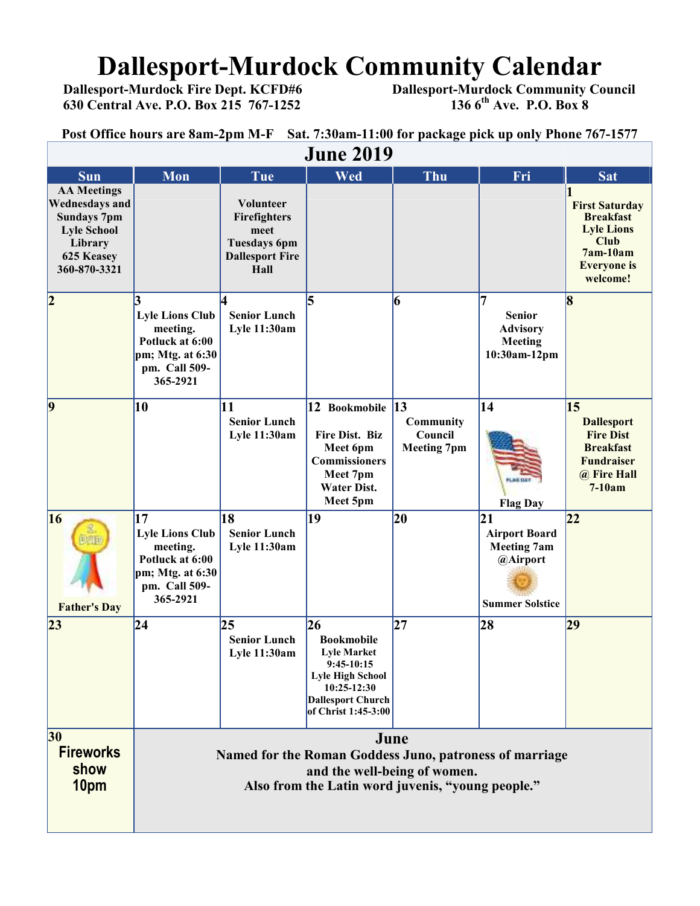# Dallesport-Murdock Community Calendar

**Dallesport-Murdock Fire Dept. KCFD#6**
**630 Central Ave. P.O. Box 215 767-1252**

**Dallesport-Murdock Community Council**
**136 6th Ave. P.O. Box 8**

**Post Office hours are 8am-2pm M-F Sat. 7:30am-11:00 for package pick up only Phone 767-1577**

## June 2019

| Sun | Mon | Tue | Wed | Thu | Fri | Sat |
|---|---|---|---|---|---|---|
| AA Meetings Wednesdays and Sundays 7pm Lyle School Library 625 Keasey 360-870-3321 | | Volunteer Firefighters meet Tuesdays 6pm Dallesport Fire Hall | | | | 1 First Saturday Breakfast Lyle Lions Club 7am-10am Everyone is welcome! |
| 2 | 3 Lyle Lions Club meeting. Potluck at 6:00 pm; Mtg. at 6:30 pm. Call 509-365-2921 | 4 Senior Lunch Lyle 11:30am | 5 | 6 | 7 Senior Advisory Meeting 10:30am-12pm | 8 |
| 9 | 10 | 11 Senior Lunch Lyle 11:30am | 12 Bookmobile Fire Dist. Biz Meet 6pm Commissioners Meet 7pm Water Dist. Meet 5pm | 13 Community Council Meeting 7pm | 14 Flag Day | 15 Dallesport Fire Dist Breakfast Fundraiser @ Fire Hall 7-10am |
| 16 Father's Day | 17 Lyle Lions Club meeting. Potluck at 6:00 pm; Mtg. at 6:30 pm. Call 509-365-2921 | 18 Senior Lunch Lyle 11:30am | 19 | 20 | 21 Airport Board Meeting 7am @Airport Summer Solstice | 22 |
| 23 | 24 | 25 Senior Lunch Lyle 11:30am | 26 Bookmobile Lyle Market 9:45-10:15 Lyle High School 10:25-12:30 Dallesport Church of Christ 1:45-3:00 | 27 | 28 | 29 |
| 30 Fireworks show 10pm | | | | | | |

**June**
**Named for the Roman Goddess Juno, patroness of marriage and the well-being of women.**
**Also from the Latin word juvenis, "young people."**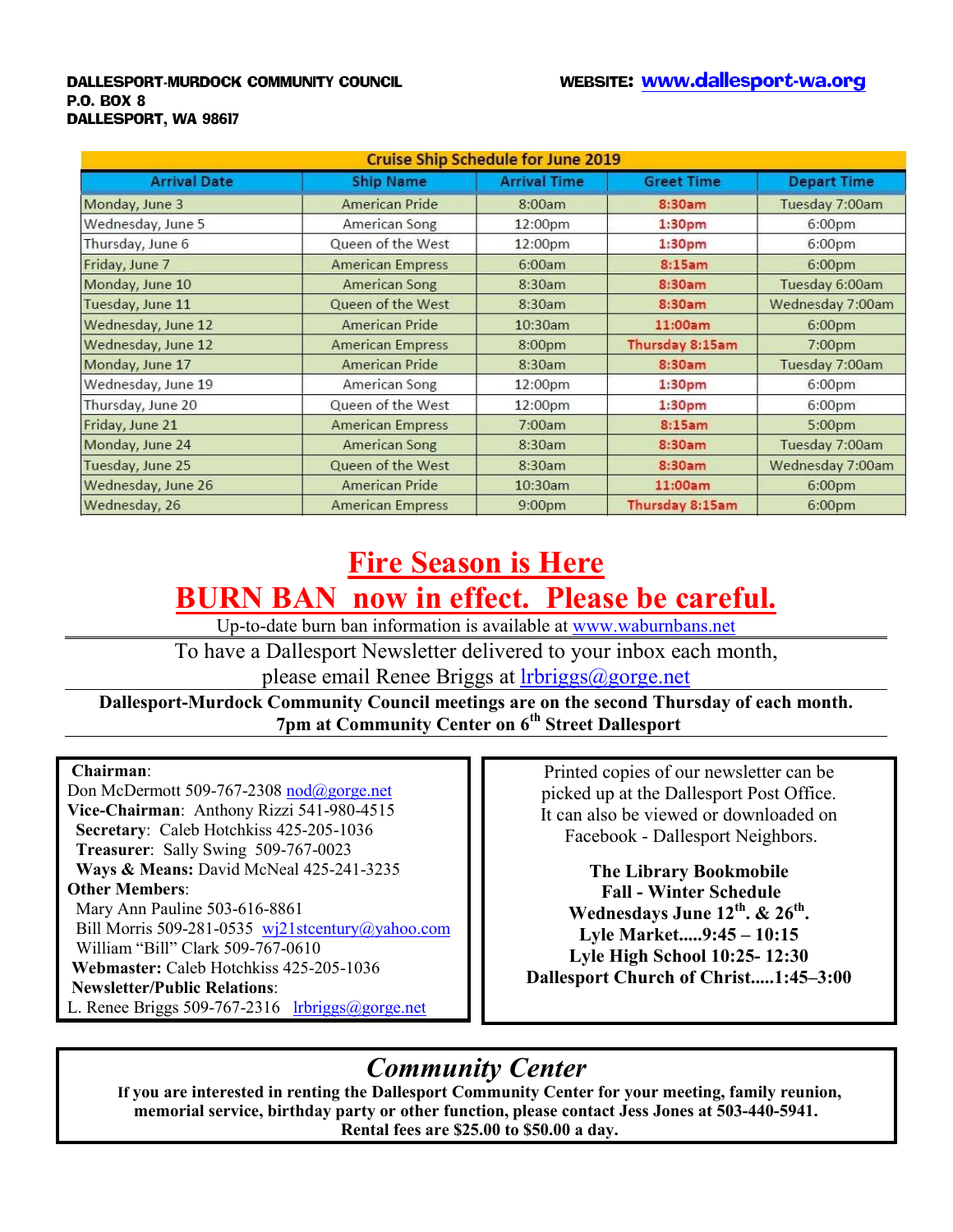**DALLESPORT-MURDOCK COMMUNITY COUNCIL**
**P.O. BOX 8**
**DALLESPORT, WA 98617**

**WEBSITE:** **www.dallesport-wa.org**

| Cruise Ship Schedule for June 2019 | | | | |
|---|---|---|---|---|
| **Arrival Date** | **Ship Name** | **Arrival Time** | **Greet Time** | **Depart Time** |
| Monday, June 3 | American Pride | 8:00am | **8:30am** | Tuesday 7:00am |
| Wednesday, June 5 | American Song | 12:00pm | **1:30pm** | 6:00pm |
| Thursday, June 6 | Queen of the West | 12:00pm | **1:30pm** | 6:00pm |
| Friday, June 7 | American Empress | 6:00am | **8:15am** | 6:00pm |
| Monday, June 10 | American Song | 8:30am | **8:30am** | Tuesday 6:00am |
| Tuesday, June 11 | Queen of the West | 8:30am | **8:30am** | Wednesday 7:00am |
| Wednesday, June 12 | American Pride | 10:30am | **11:00am** | 6:00pm |
| Wednesday, June 12 | American Empress | 8:00pm | **Thursday 8:15am** | 7:00pm |
| Monday, June 17 | American Pride | 8:30am | **8:30am** | Tuesday 7:00am |
| Wednesday, June 19 | American Song | 12:00pm | **1:30pm** | 6:00pm |
| Thursday, June 20 | Queen of the West | 12:00pm | **1:30pm** | 6:00pm |
| Friday, June 21 | American Empress | 7:00am | **8:15am** | 5:00pm |
| Monday, June 24 | American Song | 8:30am | **8:30am** | Tuesday 7:00am |
| Tuesday, June 25 | Queen of the West | 8:30am | **8:30am** | Wednesday 7:00am |
| Wednesday, June 26 | American Pride | 10:30am | **11:00am** | 6:00pm |
| Wednesday, 26 | American Empress | 9:00pm | **Thursday 8:15am** | 6:00pm |

# Fire Season is Here
# BURN BAN now in effect. Please be careful.

Up-to-date burn ban information is available at www.waburnbans.net

---

To have a Dallesport Newsletter delivered to your inbox each month, please email Renee Briggs at lrbriggs@gorge.net

---

**Dallesport-Murdock Community Council meetings are on the second Thursday of each month. 7pm at Community Center on 6th Street Dallesport**

---

**Chairman**:
Don McDermott 509-767-2308 nod@gorge.net
**Vice-Chairman**: Anthony Rizzi 541-980-4515
**Secretary**: Caleb Hotchkiss 425-205-1036
**Treasurer**: Sally Swing 509-767-0023
**Ways & Means:** David McNeal 425-241-3235
**Other Members**:
Mary Ann Pauline 503-616-8861
Bill Morris 509-281-0535 wj21stcentury@yahoo.com
William "Bill" Clark 509-767-0610
**Webmaster:** Caleb Hotchkiss 425-205-1036
**Newsletter/Public Relations**:
L. Renee Briggs 509-767-2316 lrbriggs@gorge.net

Printed copies of our newsletter can be picked up at the Dallesport Post Office. It can also be viewed or downloaded on Facebook - Dallesport Neighbors.

**The Library Bookmobile**
**Fall - Winter Schedule**
**Wednesdays June 12th. & 26th.**
**Lyle Market.....9:45 – 10:15**
**Lyle High School 10:25- 12:30**
**Dallesport Church of Christ.....1:45–3:00**

## *Community Center*

**If you are interested in renting the Dallesport Community Center for your meeting, family reunion, memorial service, birthday party or other function, please contact Jess Jones at 503-440-5941. Rental fees are $25.00 to $50.00 a day.**